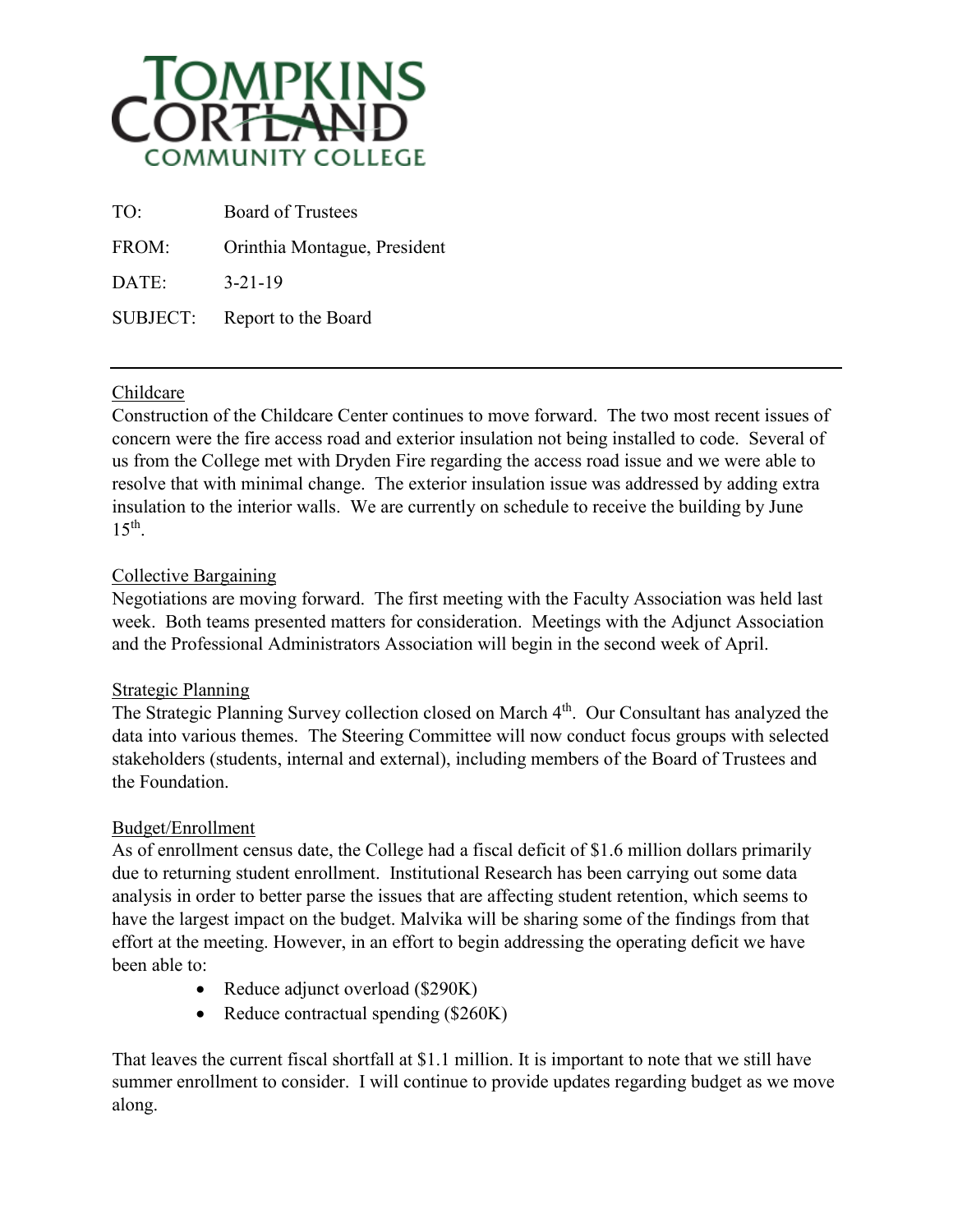# TOMPKINS CORTLAND COMMUNITY COLLEGE

| | |
|---|---|
| TO: | Board of Trustees |
| FROM: | Orinthia Montague, President |
| DATE: | 3-21-19 |
| SUBJECT: | Report to the Board |

---

## Childcare

Construction of the Childcare Center continues to move forward. The two most recent issues of concern were the fire access road and exterior insulation not being installed to code. Several of us from the College met with Dryden Fire regarding the access road issue and we were able to resolve that with minimal change. The exterior insulation issue was addressed by adding extra insulation to the interior walls. We are currently on schedule to receive the building by June 15th.

## Collective Bargaining

Negotiations are moving forward. The first meeting with the Faculty Association was held last week. Both teams presented matters for consideration. Meetings with the Adjunct Association and the Professional Administrators Association will begin in the second week of April.

## Strategic Planning

The Strategic Planning Survey collection closed on March 4th. Our Consultant has analyzed the data into various themes. The Steering Committee will now conduct focus groups with selected stakeholders (students, internal and external), including members of the Board of Trustees and the Foundation.

## Budget/Enrollment

As of enrollment census date, the College had a fiscal deficit of $1.6 million dollars primarily due to returning student enrollment. Institutional Research has been carrying out some data analysis in order to better parse the issues that are affecting student retention, which seems to have the largest impact on the budget. Malvika will be sharing some of the findings from that effort at the meeting. However, in an effort to begin addressing the operating deficit we have been able to:

- Reduce adjunct overload ($290K)
- Reduce contractual spending ($260K)

That leaves the current fiscal shortfall at $1.1 million. It is important to note that we still have summer enrollment to consider. I will continue to provide updates regarding budget as we move along.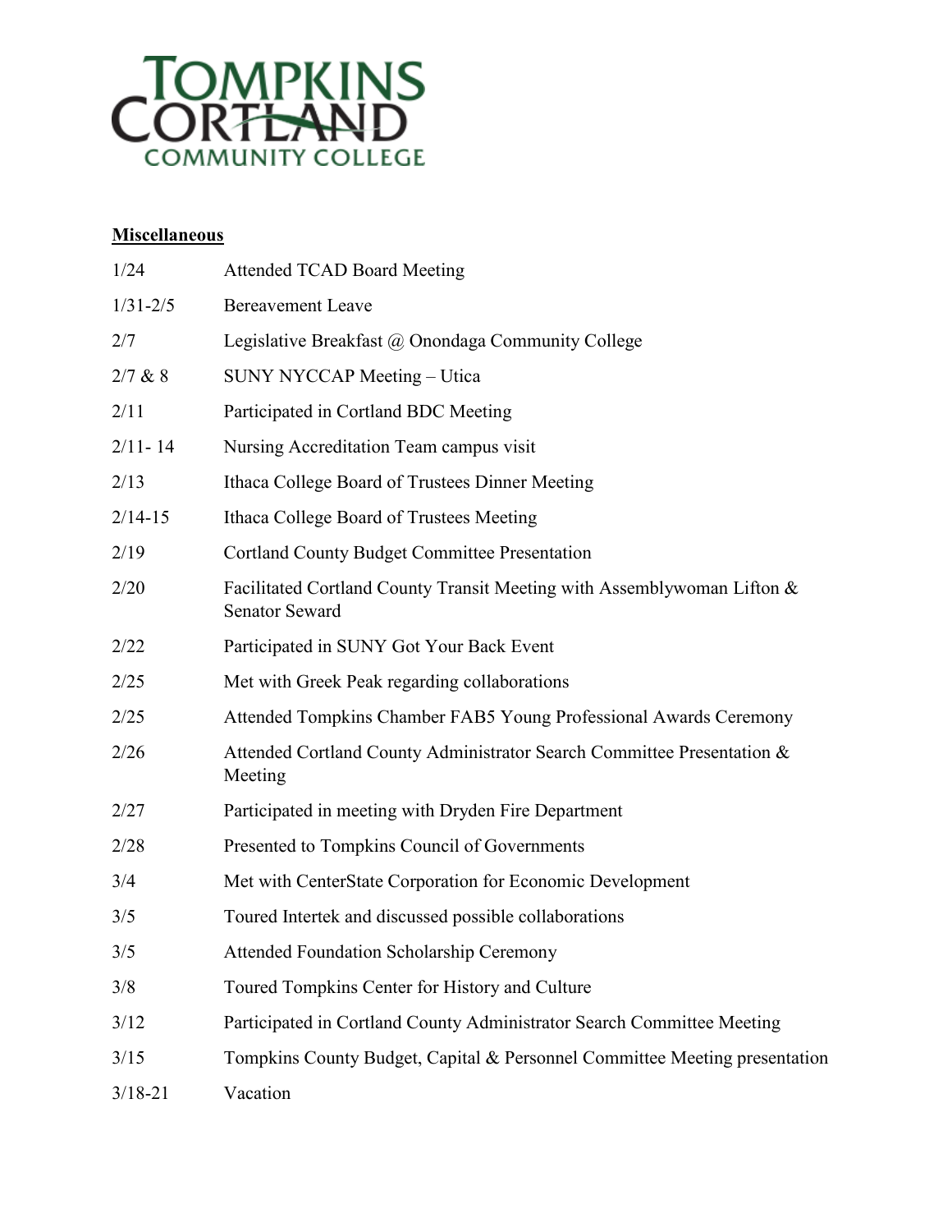**Miscellaneous**

| | |
|---|---|
| 1/24 | Attended TCAD Board Meeting |
| 1/31-2/5 | Bereavement Leave |
| 2/7 | Legislative Breakfast @ Onondaga Community College |
| 2/7 & 8 | SUNY NYCCAP Meeting – Utica |
| 2/11 | Participated in Cortland BDC Meeting |
| 2/11- 14 | Nursing Accreditation Team campus visit |
| 2/13 | Ithaca College Board of Trustees Dinner Meeting |
| 2/14-15 | Ithaca College Board of Trustees Meeting |
| 2/19 | Cortland County Budget Committee Presentation |
| 2/20 | Facilitated Cortland County Transit Meeting with Assemblywoman Lifton & Senator Seward |
| 2/22 | Participated in SUNY Got Your Back Event |
| 2/25 | Met with Greek Peak regarding collaborations |
| 2/25 | Attended Tompkins Chamber FAB5 Young Professional Awards Ceremony |
| 2/26 | Attended Cortland County Administrator Search Committee Presentation & Meeting |
| 2/27 | Participated in meeting with Dryden Fire Department |
| 2/28 | Presented to Tompkins Council of Governments |
| 3/4 | Met with CenterState Corporation for Economic Development |
| 3/5 | Toured Intertek and discussed possible collaborations |
| 3/5 | Attended Foundation Scholarship Ceremony |
| 3/8 | Toured Tompkins Center for History and Culture |
| 3/12 | Participated in Cortland County Administrator Search Committee Meeting |
| 3/15 | Tompkins County Budget, Capital & Personnel Committee Meeting presentation |
| 3/18-21 | Vacation |